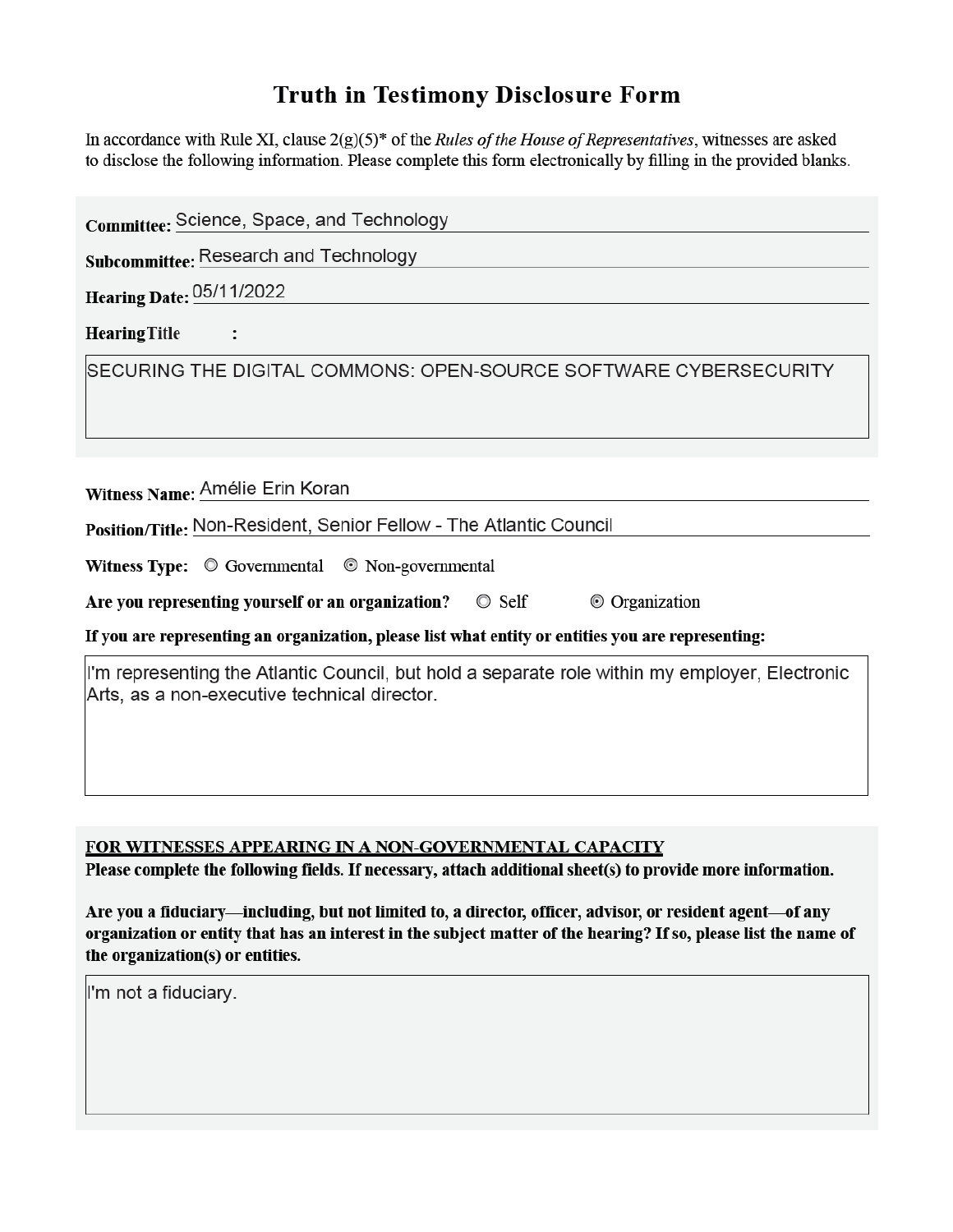# Truth in Testimony Disclosure Form

In accordance with Rule XI, clause 2(g)(5)* of the *Rules of the House of Representatives*, witnesses are asked to disclose the following information. Please complete this form electronically by filling in the provided blanks.

**Committee:** Science, Space, and Technology

**Subcommittee:** Research and Technology

**Hearing Date:** 05/11/2022

**Hearing Title:**

SECURING THE DIGITAL COMMONS: OPEN-SOURCE SOFTWARE CYBERSECURITY

**Witness Name:** Amélie Erin Koran

**Position/Title:** Non-Resident, Senior Fellow - The Atlantic Council

**Witness Type:** ○ Governmental ◉ Non-governmental

**Are you representing yourself or an organization?** ○ Self ◉ Organization

**If you are representing an organization, please list what entity or entities you are representing:**

I'm representing the Atlantic Council, but hold a separate role within my employer, Electronic Arts, as a non-executive technical director.

**FOR WITNESSES APPEARING IN A NON-GOVERNMENTAL CAPACITY**

**Please complete the following fields. If necessary, attach additional sheet(s) to provide more information.**

**Are you a fiduciary—including, but not limited to, a director, officer, advisor, or resident agent—of any organization or entity that has an interest in the subject matter of the hearing? If so, please list the name of the organization(s) or entities.**

I'm not a fiduciary.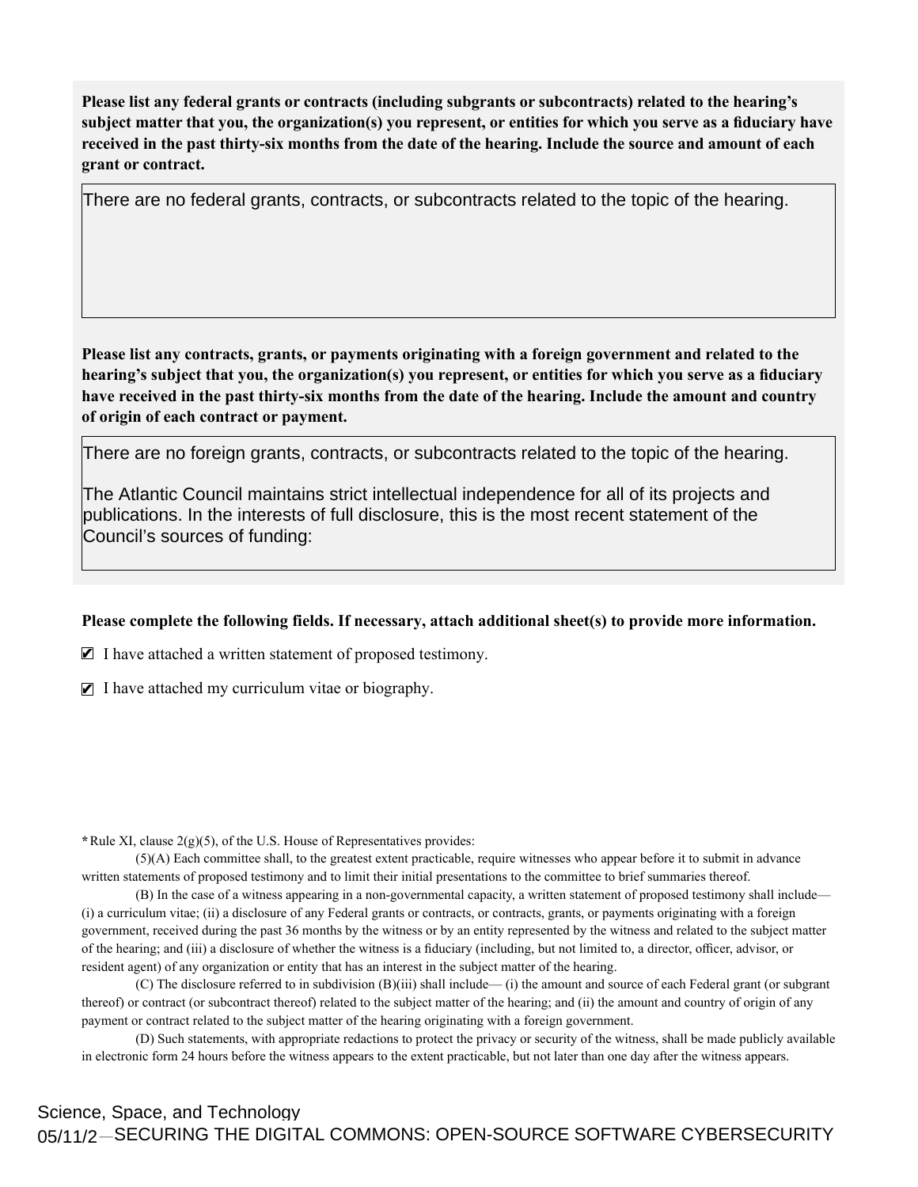**Please list any federal grants or contracts (including subgrants or subcontracts) related to the hearing's subject matter that you, the organization(s) you represent, or entities for which you serve as a fiduciary have received in the past thirty-six months from the date of the hearing. Include the source and amount of each grant or contract.**

There are no federal grants, contracts, or subcontracts related to the topic of the hearing.

**Please list any contracts, grants, or payments originating with a foreign government and related to the hearing's subject that you, the organization(s) you represent, or entities for which you serve as a fiduciary have received in the past thirty-six months from the date of the hearing. Include the amount and country of origin of each contract or payment.**

There are no foreign grants, contracts, or subcontracts related to the topic of the hearing.

The Atlantic Council maintains strict intellectual independence for all of its projects and publications. In the interests of full disclosure, this is the most recent statement of the Council's sources of funding:

**Please complete the following fields. If necessary, attach additional sheet(s) to provide more information.**

- [x] I have attached a written statement of proposed testimony.
- [x] I have attached my curriculum vitae or biography.

**\*** Rule XI, clause 2(g)(5), of the U.S. House of Representatives provides:

(5)(A) Each committee shall, to the greatest extent practicable, require witnesses who appear before it to submit in advance written statements of proposed testimony and to limit their initial presentations to the committee to brief summaries thereof.

(B) In the case of a witness appearing in a non-governmental capacity, a written statement of proposed testimony shall include— (i) a curriculum vitae; (ii) a disclosure of any Federal grants or contracts, or contracts, grants, or payments originating with a foreign government, received during the past 36 months by the witness or by an entity represented by the witness and related to the subject matter of the hearing; and (iii) a disclosure of whether the witness is a fiduciary (including, but not limited to, a director, officer, advisor, or resident agent) of any organization or entity that has an interest in the subject matter of the hearing.

(C) The disclosure referred to in subdivision (B)(iii) shall include— (i) the amount and source of each Federal grant (or subgrant thereof) or contract (or subcontract thereof) related to the subject matter of the hearing; and (ii) the amount and country of origin of any payment or contract related to the subject matter of the hearing originating with a foreign government.

(D) Such statements, with appropriate redactions to protect the privacy or security of the witness, shall be made publicly available in electronic form 24 hours before the witness appears to the extent practicable, but not later than one day after the witness appears.

Science, Space, and Technology
05/11/2— SECURING THE DIGITAL COMMONS: OPEN-SOURCE SOFTWARE CYBERSECURITY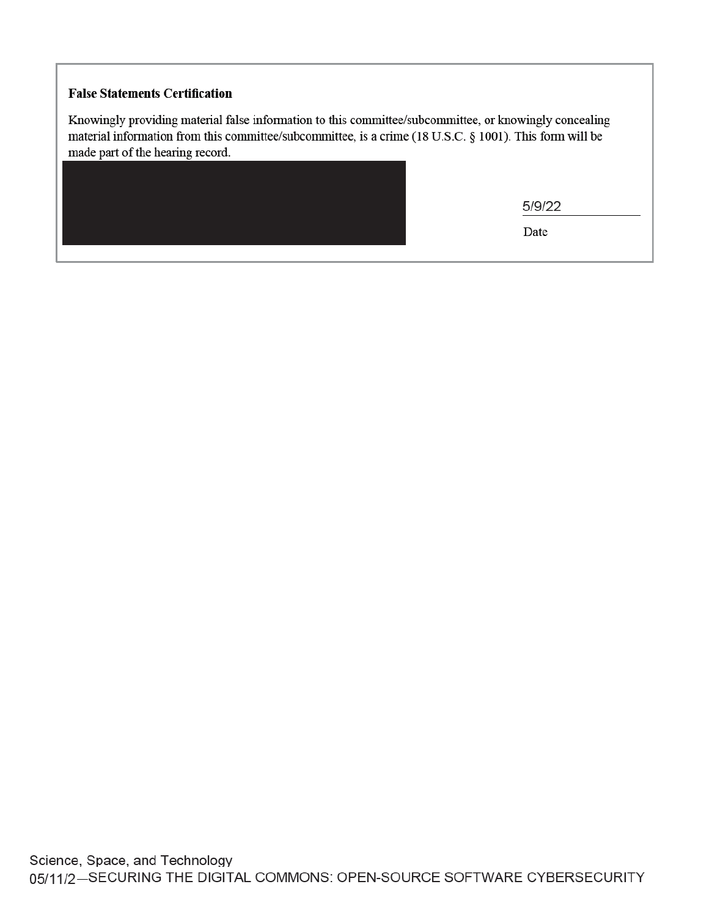**False Statements Certification**

Knowingly providing material false information to this committee/subcommittee, or knowingly concealing material information from this committee/subcommittee, is a crime (18 U.S.C. § 1001). This form will be made part of the hearing record.

5/9/22

Date